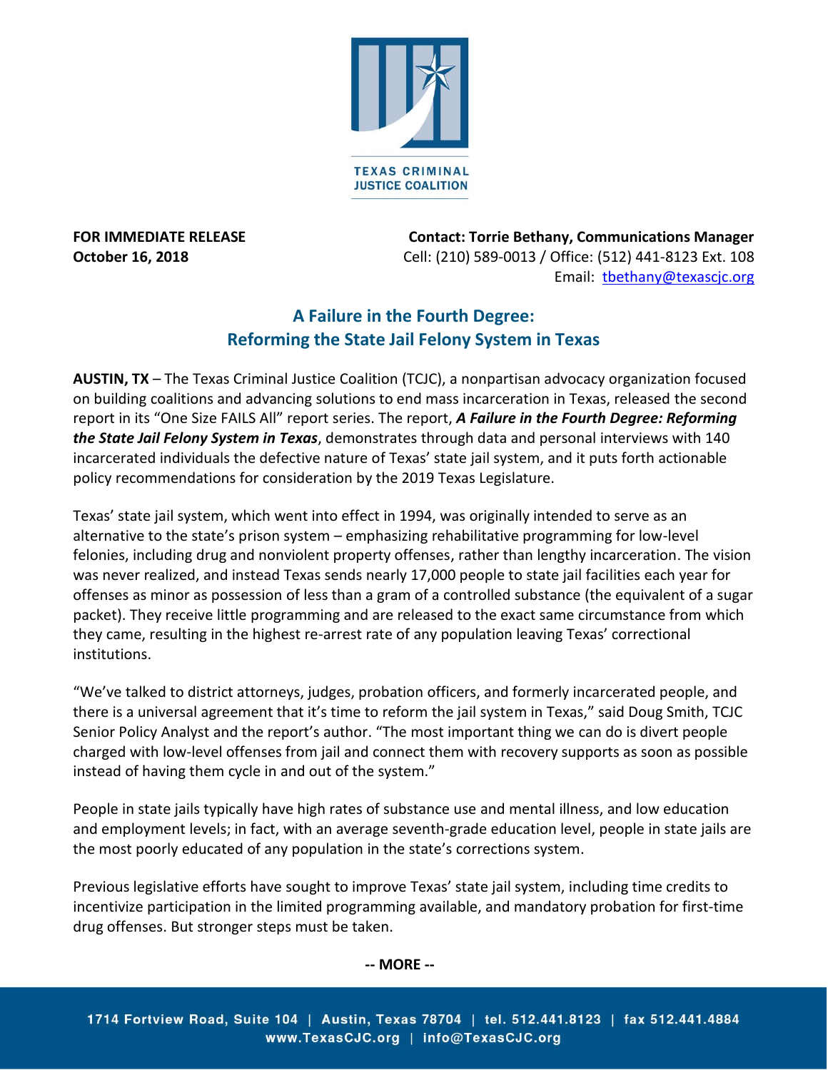TEXAS CRIMINAL JUSTICE COALITION

**FOR IMMEDIATE RELEASE**
**October 16, 2018**

**Contact: Torrie Bethany, Communications Manager**
Cell: (210) 589-0013 / Office: (512) 441-8123 Ext. 108
Email: tbethany@texascjc.org

# A Failure in the Fourth Degree: Reforming the State Jail Felony System in Texas

**AUSTIN, TX** – The Texas Criminal Justice Coalition (TCJC), a nonpartisan advocacy organization focused on building coalitions and advancing solutions to end mass incarceration in Texas, released the second report in its "One Size FAILS All" report series. The report, ***A Failure in the Fourth Degree: Reforming the State Jail Felony System in Texas***, demonstrates through data and personal interviews with 140 incarcerated individuals the defective nature of Texas' state jail system, and it puts forth actionable policy recommendations for consideration by the 2019 Texas Legislature.

Texas' state jail system, which went into effect in 1994, was originally intended to serve as an alternative to the state's prison system – emphasizing rehabilitative programming for low-level felonies, including drug and nonviolent property offenses, rather than lengthy incarceration. The vision was never realized, and instead Texas sends nearly 17,000 people to state jail facilities each year for offenses as minor as possession of less than a gram of a controlled substance (the equivalent of a sugar packet). They receive little programming and are released to the exact same circumstance from which they came, resulting in the highest re-arrest rate of any population leaving Texas' correctional institutions.

"We've talked to district attorneys, judges, probation officers, and formerly incarcerated people, and there is a universal agreement that it's time to reform the jail system in Texas," said Doug Smith, TCJC Senior Policy Analyst and the report's author. "The most important thing we can do is divert people charged with low-level offenses from jail and connect them with recovery supports as soon as possible instead of having them cycle in and out of the system."

People in state jails typically have high rates of substance use and mental illness, and low education and employment levels; in fact, with an average seventh-grade education level, people in state jails are the most poorly educated of any population in the state's corrections system.

Previous legislative efforts have sought to improve Texas' state jail system, including time credits to incentivize participation in the limited programming available, and mandatory probation for first-time drug offenses. But stronger steps must be taken.

**-- MORE --**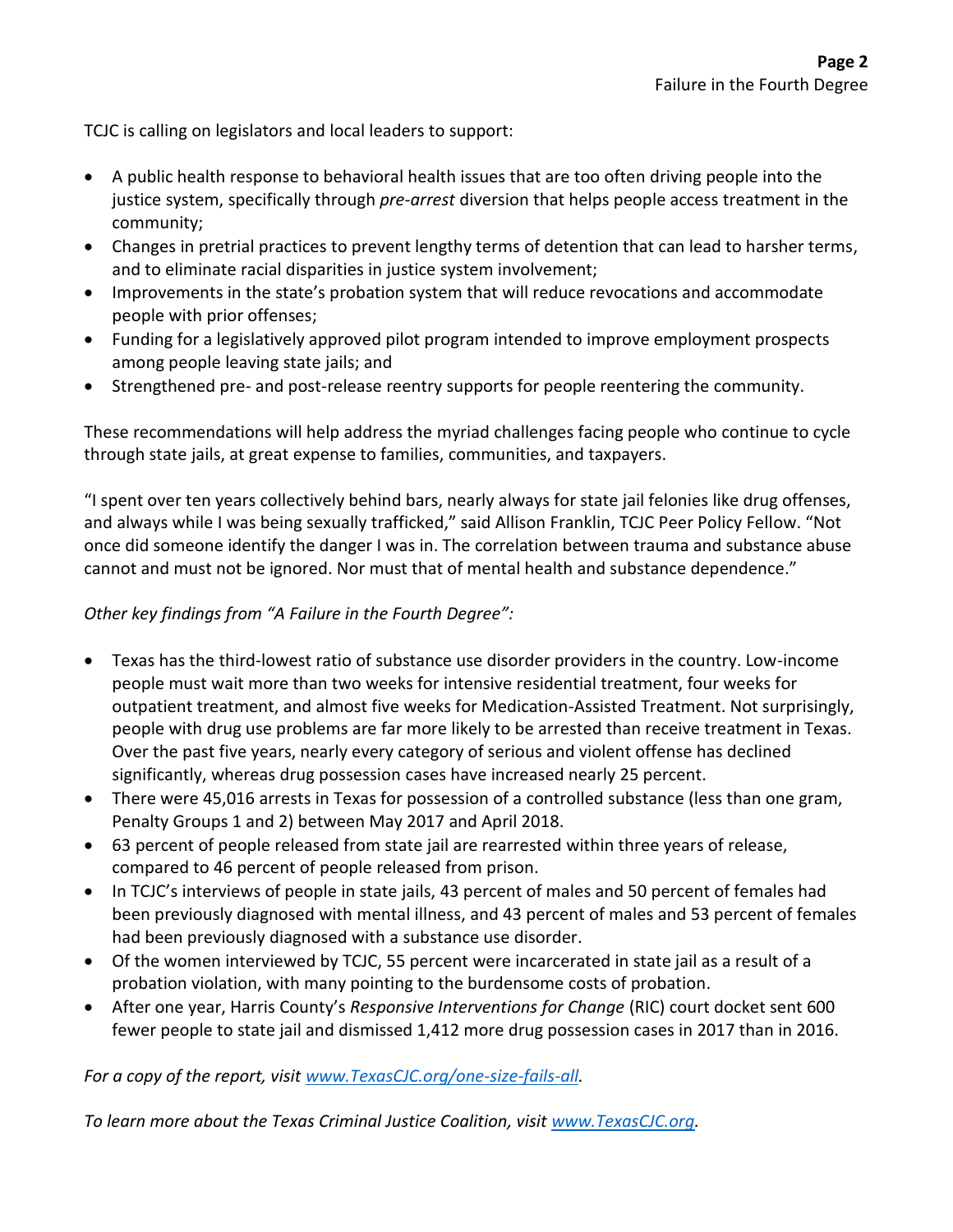TCJC is calling on legislators and local leaders to support:

- A public health response to behavioral health issues that are too often driving people into the justice system, specifically through *pre-arrest* diversion that helps people access treatment in the community;
- Changes in pretrial practices to prevent lengthy terms of detention that can lead to harsher terms, and to eliminate racial disparities in justice system involvement;
- Improvements in the state's probation system that will reduce revocations and accommodate people with prior offenses;
- Funding for a legislatively approved pilot program intended to improve employment prospects among people leaving state jails; and
- Strengthened pre- and post-release reentry supports for people reentering the community.

These recommendations will help address the myriad challenges facing people who continue to cycle through state jails, at great expense to families, communities, and taxpayers.

"I spent over ten years collectively behind bars, nearly always for state jail felonies like drug offenses, and always while I was being sexually trafficked," said Allison Franklin, TCJC Peer Policy Fellow. "Not once did someone identify the danger I was in. The correlation between trauma and substance abuse cannot and must not be ignored. Nor must that of mental health and substance dependence."

*Other key findings from "A Failure in the Fourth Degree":*

- Texas has the third-lowest ratio of substance use disorder providers in the country. Low-income people must wait more than two weeks for intensive residential treatment, four weeks for outpatient treatment, and almost five weeks for Medication-Assisted Treatment. Not surprisingly, people with drug use problems are far more likely to be arrested than receive treatment in Texas. Over the past five years, nearly every category of serious and violent offense has declined significantly, whereas drug possession cases have increased nearly 25 percent.
- There were 45,016 arrests in Texas for possession of a controlled substance (less than one gram, Penalty Groups 1 and 2) between May 2017 and April 2018.
- 63 percent of people released from state jail are rearrested within three years of release, compared to 46 percent of people released from prison.
- In TCJC's interviews of people in state jails, 43 percent of males and 50 percent of females had been previously diagnosed with mental illness, and 43 percent of males and 53 percent of females had been previously diagnosed with a substance use disorder.
- Of the women interviewed by TCJC, 55 percent were incarcerated in state jail as a result of a probation violation, with many pointing to the burdensome costs of probation.
- After one year, Harris County's *Responsive Interventions for Change* (RIC) court docket sent 600 fewer people to state jail and dismissed 1,412 more drug possession cases in 2017 than in 2016.

*For a copy of the report, visit [www.TexasCJC.org/one-size-fails-all](www.TexasCJC.org/one-size-fails-all).*

*To learn more about the Texas Criminal Justice Coalition, visit [www.TexasCJC.org](www.TexasCJC.org).*